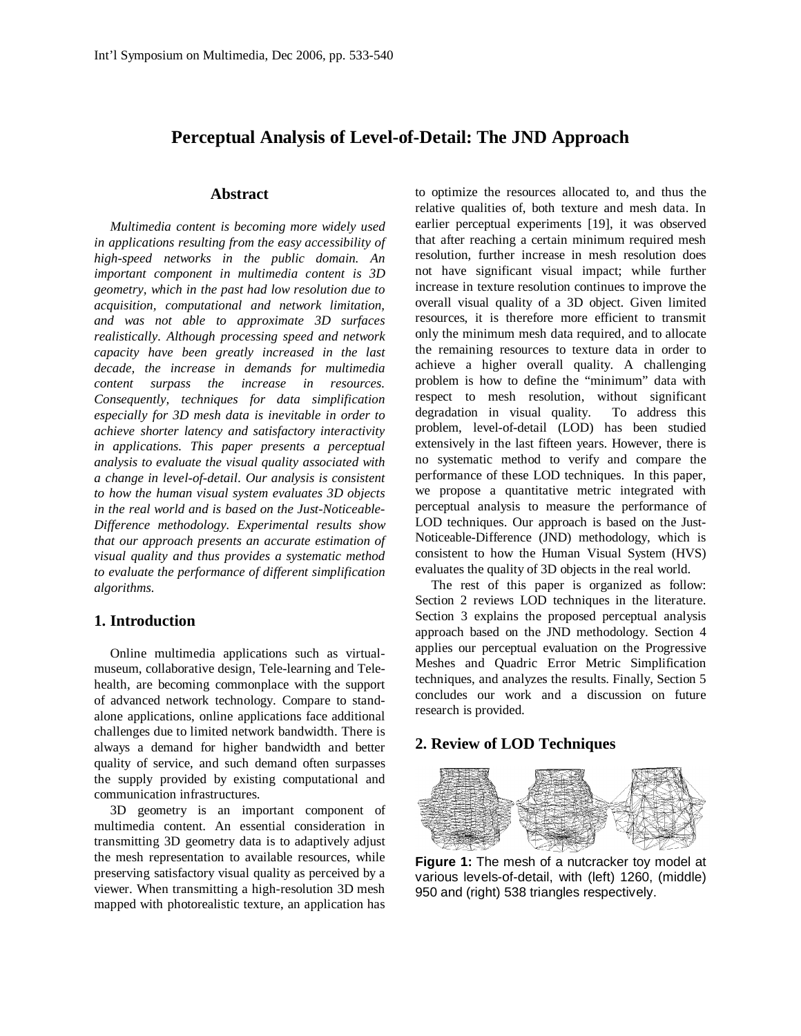# Perceptual Analysis of Level-of-Detail: The JND Approach

### Abstract

*Multimedia content is becoming more widely used in applications resulting from the easy accessibility of high-speed networks in the public domain. An important component in multimedia content is 3D geometry, which in the past had low resolution due to acquisition, computational and network limitation, and was not able to approximate 3D surfaces realistically. Although processing speed and network capacity have been greatly increased in the last decade, the increase in demands for multimedia content surpass the increase in resources. Consequently, techniques for data simplification especially for 3D mesh data is inevitable in order to achieve shorter latency and satisfactory interactivity in applications. This paper presents a perceptual analysis to evaluate the visual quality associated with a change in level-of-detail. Our analysis is consistent to how the human visual system evaluates 3D objects in the real world and is based on the Just-Noticeable-Difference methodology. Experimental results show that our approach presents an accurate estimation of visual quality and thus provides a systematic method to evaluate the performance of different simplification algorithms.*

## 1. Introduction

Online multimedia applications such as virtual-museum, collaborative design, Tele-learning and Tele-health, are becoming commonplace with the support of advanced network technology. Compare to stand-alone applications, online applications face additional challenges due to limited network bandwidth. There is always a demand for higher bandwidth and better quality of service, and such demand often surpasses the supply provided by existing computational and communication infrastructures.

3D geometry is an important component of multimedia content. An essential consideration in transmitting 3D geometry data is to adaptively adjust the mesh representation to available resources, while preserving satisfactory visual quality as perceived by a viewer. When transmitting a high-resolution 3D mesh mapped with photorealistic texture, an application has to optimize the resources allocated to, and thus the relative qualities of, both texture and mesh data. In earlier perceptual experiments [19], it was observed that after reaching a certain minimum required mesh resolution, further increase in mesh resolution does not have significant visual impact; while further increase in texture resolution continues to improve the overall visual quality of a 3D object. Given limited resources, it is therefore more efficient to transmit only the minimum mesh data required, and to allocate the remaining resources to texture data in order to achieve a higher overall quality. A challenging problem is how to define the "minimum" data with respect to mesh resolution, without significant degradation in visual quality. To address this problem, level-of-detail (LOD) has been studied extensively in the last fifteen years. However, there is no systematic method to verify and compare the performance of these LOD techniques. In this paper, we propose a quantitative metric integrated with perceptual analysis to measure the performance of LOD techniques. Our approach is based on the Just-Noticeable-Difference (JND) methodology, which is consistent to how the Human Visual System (HVS) evaluates the quality of 3D objects in the real world.

The rest of this paper is organized as follow: Section 2 reviews LOD techniques in the literature. Section 3 explains the proposed perceptual analysis approach based on the JND methodology. Section 4 applies our perceptual evaluation on the Progressive Meshes and Quadric Error Metric Simplification techniques, and analyzes the results. Finally, Section 5 concludes our work and a discussion on future research is provided.

## 2. Review of LOD Techniques

**Figure 1:** The mesh of a nutcracker toy model at various levels-of-detail, with (left) 1260, (middle) 950 and (right) 538 triangles respectively.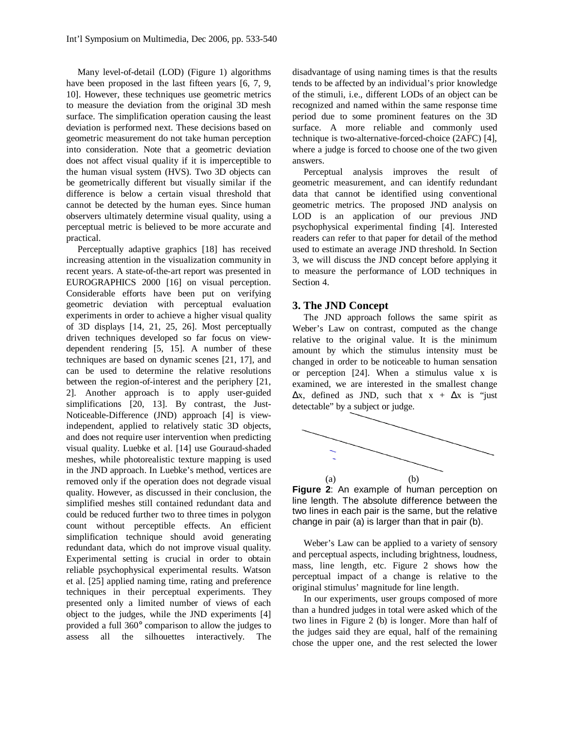Many level-of-detail (LOD) (Figure 1) algorithms have been proposed in the last fifteen years [6, 7, 9, 10]. However, these techniques use geometric metrics to measure the deviation from the original 3D mesh surface. The simplification operation causing the least deviation is performed next. These decisions based on geometric measurement do not take human perception into consideration. Note that a geometric deviation does not affect visual quality if it is imperceptible to the human visual system (HVS). Two 3D objects can be geometrically different but visually similar if the difference is below a certain visual threshold that cannot be detected by the human eyes. Since human observers ultimately determine visual quality, using a perceptual metric is believed to be more accurate and practical.

Perceptually adaptive graphics [18] has received increasing attention in the visualization community in recent years. A state-of-the-art report was presented in EUROGRAPHICS 2000 [16] on visual perception. Considerable efforts have been put on verifying geometric deviation with perceptual evaluation experiments in order to achieve a higher visual quality of 3D displays [14, 21, 25, 26]. Most perceptually driven techniques developed so far focus on view-dependent rendering [5, 15]. A number of these techniques are based on dynamic scenes [21, 17], and can be used to determine the relative resolutions between the region-of-interest and the periphery [21, 2]. Another approach is to apply user-guided simplifications [20, 13]. By contrast, the Just-Noticeable-Difference (JND) approach [4] is view-independent, applied to relatively static 3D objects, and does not require user intervention when predicting visual quality. Luebke et al. [14] use Gouraud-shaded meshes, while photorealistic texture mapping is used in the JND approach. In Luebke's method, vertices are removed only if the operation does not degrade visual quality. However, as discussed in their conclusion, the simplified meshes still contained redundant data and could be reduced further two to three times in polygon count without perceptible effects. An efficient simplification technique should avoid generating redundant data, which do not improve visual quality. Experimental setting is crucial in order to obtain reliable psychophysical experimental results. Watson et al. [25] applied naming time, rating and preference techniques in their perceptual experiments. They presented only a limited number of views of each object to the judges, while the JND experiments [4] provided a full 360° comparison to allow the judges to assess all the silhouettes interactively. The disadvantage of using naming times is that the results tends to be affected by an individual's prior knowledge of the stimuli, i.e., different LODs of an object can be recognized and named within the same response time period due to some prominent features on the 3D surface. A more reliable and commonly used technique is two-alternative-forced-choice (2AFC) [4], where a judge is forced to choose one of the two given answers.

Perceptual analysis improves the result of geometric measurement, and can identify redundant data that cannot be identified using conventional geometric metrics. The proposed JND analysis on LOD is an application of our previous JND psychophysical experimental finding [4]. Interested readers can refer to that paper for detail of the method used to estimate an average JND threshold. In Section 3, we will discuss the JND concept before applying it to measure the performance of LOD techniques in Section 4.

## 3. The JND Concept

The JND approach follows the same spirit as Weber's Law on contrast, computed as the change relative to the original value. It is the minimum amount by which the stimulus intensity must be changed in order to be noticeable to human sensation or perception [24]. When a stimulus value x is examined, we are interested in the smallest change $\Delta x$, defined as JND, such that $x + \Delta x$ is "just detectable" by a subject or judge.

(a) (b)

**Figure 2**: An example of human perception on line length. The absolute difference between the two lines in each pair is the same, but the relative change in pair (a) is larger than that in pair (b).

Weber's Law can be applied to a variety of sensory and perceptual aspects, including brightness, loudness, mass, line length, etc. Figure 2 shows how the perceptual impact of a change is relative to the original stimulus' magnitude for line length.

In our experiments, user groups composed of more than a hundred judges in total were asked which of the two lines in Figure 2 (b) is longer. More than half of the judges said they are equal, half of the remaining chose the upper one, and the rest selected the lower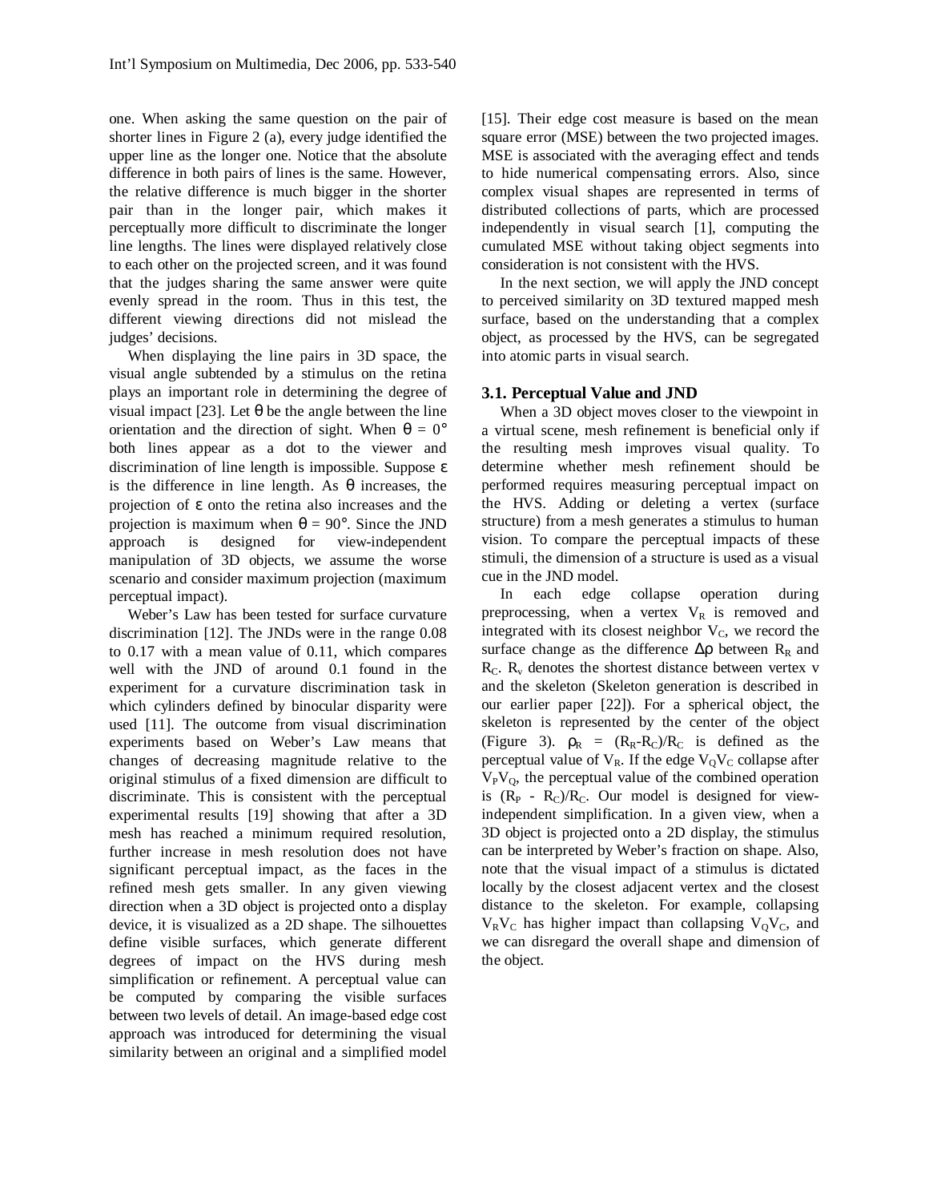one. When asking the same question on the pair of shorter lines in Figure 2 (a), every judge identified the upper line as the longer one. Notice that the absolute difference in both pairs of lines is the same. However, the relative difference is much bigger in the shorter pair than in the longer pair, which makes it perceptually more difficult to discriminate the longer line lengths. The lines were displayed relatively close to each other on the projected screen, and it was found that the judges sharing the same answer were quite evenly spread in the room. Thus in this test, the different viewing directions did not mislead the judges' decisions.

When displaying the line pairs in 3D space, the visual angle subtended by a stimulus on the retina plays an important role in determining the degree of visual impact [23]. Let $\theta$ be the angle between the line orientation and the direction of sight. When $\theta = 0°$ both lines appear as a dot to the viewer and discrimination of line length is impossible. Suppose $\varepsilon$ is the difference in line length. As $\theta$ increases, the projection of $\varepsilon$ onto the retina also increases and the projection is maximum when $\theta = 90°$. Since the JND approach is designed for view-independent manipulation of 3D objects, we assume the worse scenario and consider maximum projection (maximum perceptual impact).

Weber's Law has been tested for surface curvature discrimination [12]. The JNDs were in the range 0.08 to 0.17 with a mean value of 0.11, which compares well with the JND of around 0.1 found in the experiment for a curvature discrimination task in which cylinders defined by binocular disparity were used [11]. The outcome from visual discrimination experiments based on Weber's Law means that changes of decreasing magnitude relative to the original stimulus of a fixed dimension are difficult to discriminate. This is consistent with the perceptual experimental results [19] showing that after a 3D mesh has reached a minimum required resolution, further increase in mesh resolution does not have significant perceptual impact, as the faces in the refined mesh gets smaller. In any given viewing direction when a 3D object is projected onto a display device, it is visualized as a 2D shape. The silhouettes define visible surfaces, which generate different degrees of impact on the HVS during mesh simplification or refinement. A perceptual value can be computed by comparing the visible surfaces between two levels of detail. An image-based edge cost approach was introduced for determining the visual similarity between an original and a simplified model [15]. Their edge cost measure is based on the mean square error (MSE) between the two projected images. MSE is associated with the averaging effect and tends to hide numerical compensating errors. Also, since complex visual shapes are represented in terms of distributed collections of parts, which are processed independently in visual search [1], computing the cumulated MSE without taking object segments into consideration is not consistent with the HVS.

In the next section, we will apply the JND concept to perceived similarity on 3D textured mapped mesh surface, based on the understanding that a complex object, as processed by the HVS, can be segregated into atomic parts in visual search.

### 3.1. Perceptual Value and JND

When a 3D object moves closer to the viewpoint in a virtual scene, mesh refinement is beneficial only if the resulting mesh improves visual quality. To determine whether mesh refinement should be performed requires measuring perceptual impact on the HVS. Adding or deleting a vertex (surface structure) from a mesh generates a stimulus to human vision. To compare the perceptual impacts of these stimuli, the dimension of a structure is used as a visual cue in the JND model.

In each edge collapse operation during preprocessing, when a vertex $V_R$ is removed and integrated with its closest neighbor $V_C$, we record the surface change as the difference $\Delta\rho$ between $R_R$ and $R_C$. $R_v$ denotes the shortest distance between vertex v and the skeleton (Skeleton generation is described in our earlier paper [22]). For a spherical object, the skeleton is represented by the center of the object (Figure 3). $\rho_R = (R_R-R_C)/R_C$ is defined as the perceptual value of $V_R$. If the edge $V_QV_C$ collapse after $V_PV_Q$, the perceptual value of the combined operation is $(R_P - R_C)/R_C$. Our model is designed for view-independent simplification. In a given view, when a 3D object is projected onto a 2D display, the stimulus can be interpreted by Weber's fraction on shape. Also, note that the visual impact of a stimulus is dictated locally by the closest adjacent vertex and the closest distance to the skeleton. For example, collapsing $V_RV_C$ has higher impact than collapsing $V_QV_C$, and we can disregard the overall shape and dimension of the object.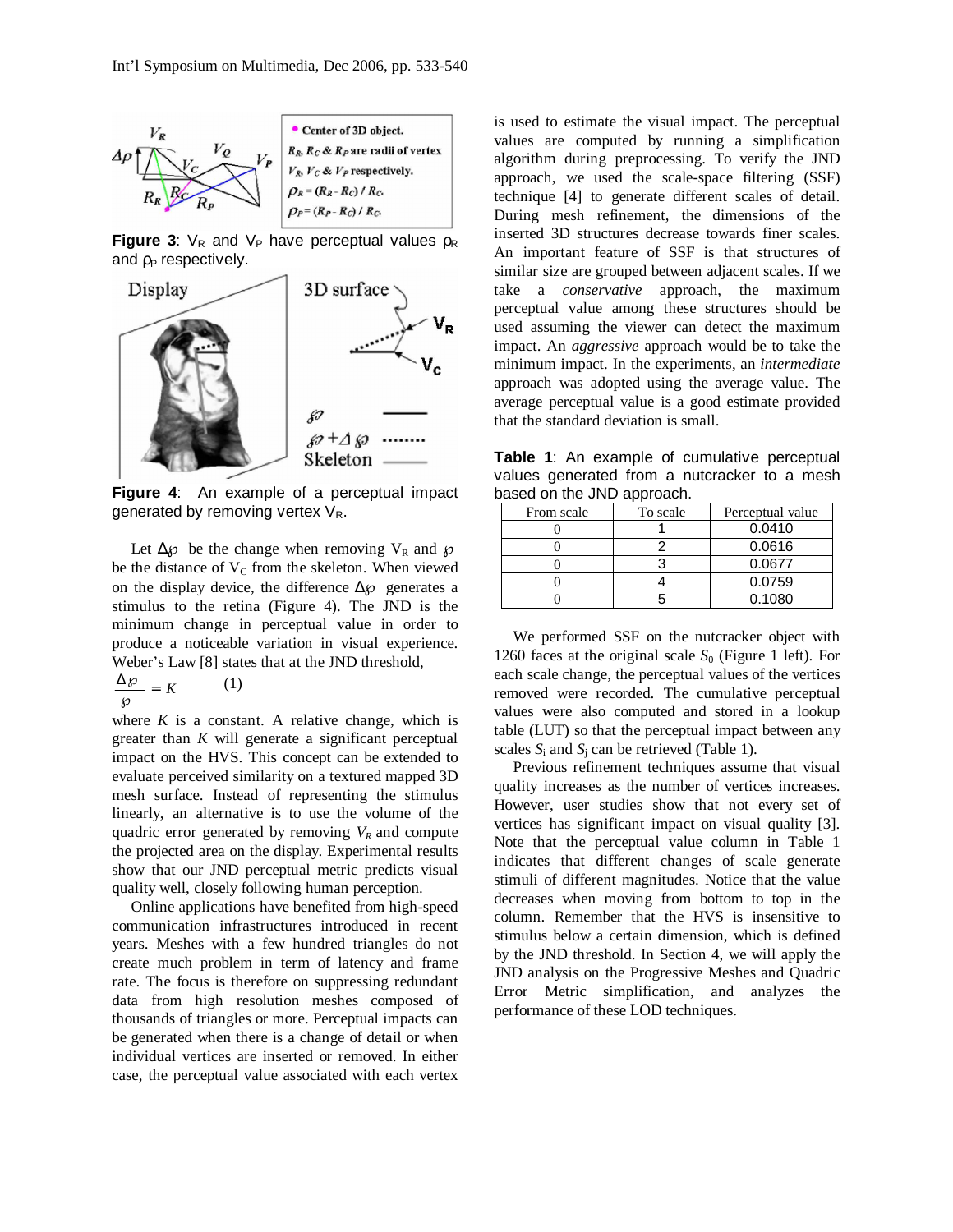**Figure 3**: $V_R$ and $V_P$ have perceptual values $\rho_R$ and $\rho_P$ respectively.

**Figure 4**: An example of a perceptual impact generated by removing vertex $V_R$.

Let $\Delta\wp$ be the change when removing $V_R$ and $\wp$ be the distance of $V_C$ from the skeleton. When viewed on the display device, the difference $\Delta\wp$ generates a stimulus to the retina (Figure 4). The JND is the minimum change in perceptual value in order to produce a noticeable variation in visual experience. Weber's Law [8] states that at the JND threshold,

$$\frac{\Delta\wp}{\wp} = K \qquad (1)$$

where $K$ is a constant. A relative change, which is greater than $K$ will generate a significant perceptual impact on the HVS. This concept can be extended to evaluate perceived similarity on a textured mapped 3D mesh surface. Instead of representing the stimulus linearly, an alternative is to use the volume of the quadric error generated by removing $V_R$ and compute the projected area on the display. Experimental results show that our JND perceptual metric predicts visual quality well, closely following human perception.

Online applications have benefited from high-speed communication infrastructures introduced in recent years. Meshes with a few hundred triangles do not create much problem in term of latency and frame rate. The focus is therefore on suppressing redundant data from high resolution meshes composed of thousands of triangles or more. Perceptual impacts can be generated when there is a change of detail or when individual vertices are inserted or removed. In either case, the perceptual value associated with each vertex is used to estimate the visual impact. The perceptual values are computed by running a simplification algorithm during preprocessing. To verify the JND approach, we used the scale-space filtering (SSF) technique [4] to generate different scales of detail. During mesh refinement, the dimensions of the inserted 3D structures decrease towards finer scales. An important feature of SSF is that structures of similar size are grouped between adjacent scales. If we take a *conservative* approach, the maximum perceptual value among these structures should be used assuming the viewer can detect the maximum impact. An *aggressive* approach would be to take the minimum impact. In the experiments, an *intermediate* approach was adopted using the average value. The average perceptual value is a good estimate provided that the standard deviation is small.

**Table 1**: An example of cumulative perceptual values generated from a nutcracker to a mesh based on the JND approach.

| From scale | To scale | Perceptual value |
|---|---|---|
| 0 | 1 | 0.0410 |
| 0 | 2 | 0.0616 |
| 0 | 3 | 0.0677 |
| 0 | 4 | 0.0759 |
| 0 | 5 | 0.1080 |

We performed SSF on the nutcracker object with 1260 faces at the original scale $S_0$ (Figure 1 left). For each scale change, the perceptual values of the vertices removed were recorded. The cumulative perceptual values were also computed and stored in a lookup table (LUT) so that the perceptual impact between any scales $S_i$ and $S_j$ can be retrieved (Table 1).

Previous refinement techniques assume that visual quality increases as the number of vertices increases. However, user studies show that not every set of vertices has significant impact on visual quality [3]. Note that the perceptual value column in Table 1 indicates that different changes of scale generate stimuli of different magnitudes. Notice that the value decreases when moving from bottom to top in the column. Remember that the HVS is insensitive to stimulus below a certain dimension, which is defined by the JND threshold. In Section 4, we will apply the JND analysis on the Progressive Meshes and Quadric Error Metric simplification, and analyzes the performance of these LOD techniques.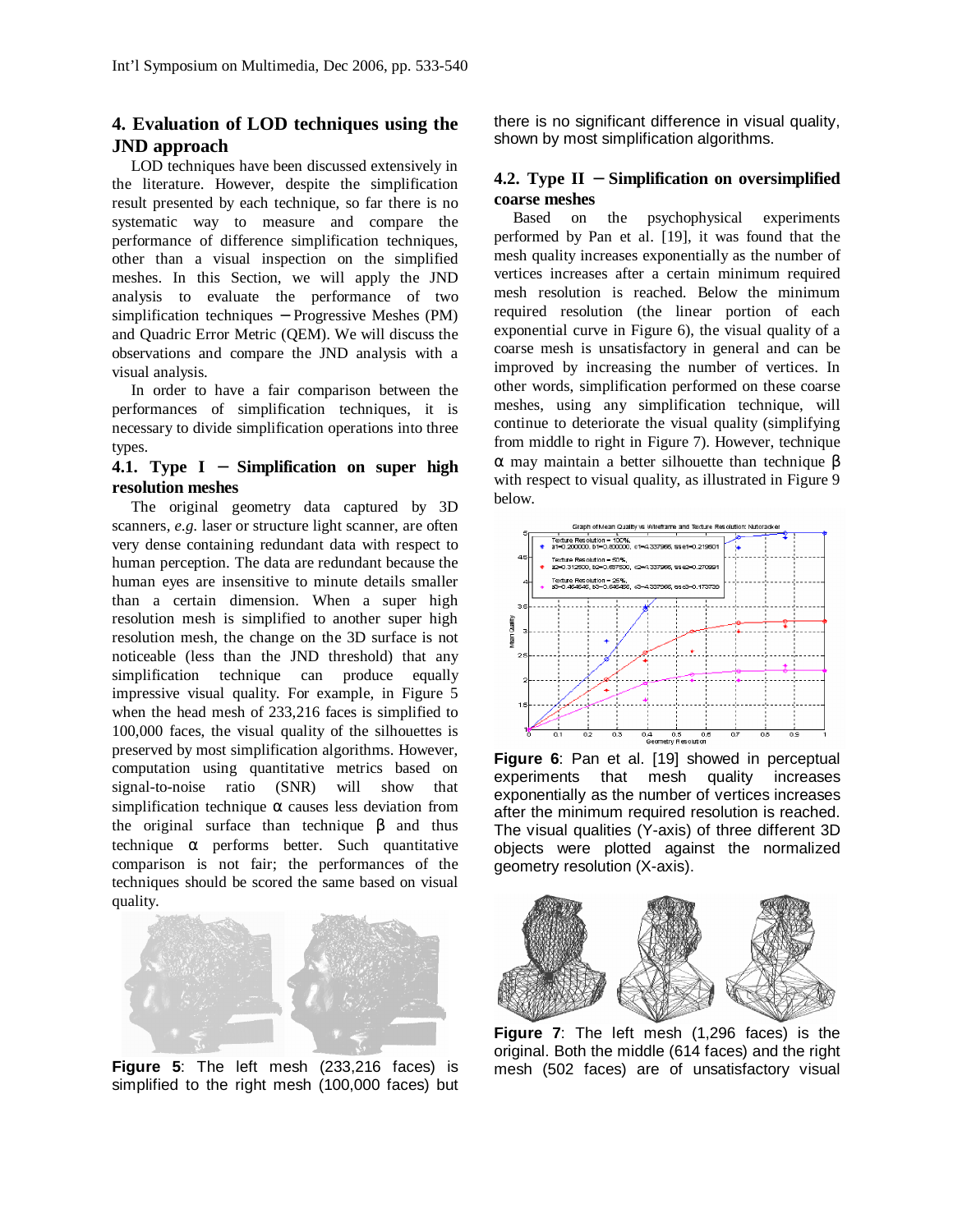## 4. Evaluation of LOD techniques using the JND approach

LOD techniques have been discussed extensively in the literature. However, despite the simplification result presented by each technique, so far there is no systematic way to measure and compare the performance of difference simplification techniques, other than a visual inspection on the simplified meshes. In this Section, we will apply the JND analysis to evaluate the performance of two simplification techniques – Progressive Meshes (PM) and Quadric Error Metric (QEM). We will discuss the observations and compare the JND analysis with a visual analysis.

In order to have a fair comparison between the performances of simplification techniques, it is necessary to divide simplification operations into three types.

### 4.1. Type I – Simplification on super high resolution meshes

The original geometry data captured by 3D scanners, *e.g.* laser or structure light scanner, are often very dense containing redundant data with respect to human perception. The data are redundant because the human eyes are insensitive to minute details smaller than a certain dimension. When a super high resolution mesh is simplified to another super high resolution mesh, the change on the 3D surface is not noticeable (less than the JND threshold) that any simplification technique can produce equally impressive visual quality. For example, in Figure 5 when the head mesh of 233,216 faces is simplified to 100,000 faces, the visual quality of the silhouettes is preserved by most simplification algorithms. However, computation using quantitative metrics based on signal-to-noise ratio (SNR) will show that simplification technique α causes less deviation from the original surface than technique β and thus technique α performs better. Such quantitative comparison is not fair; the performances of the techniques should be scored the same based on visual quality.

**Figure 5**: The left mesh (233,216 faces) is simplified to the right mesh (100,000 faces) but there is no significant difference in visual quality, shown by most simplification algorithms.

### 4.2. Type II – Simplification on oversimplified coarse meshes

Based on the psychophysical experiments performed by Pan et al. [19], it was found that the mesh quality increases exponentially as the number of vertices increases after a certain minimum required mesh resolution is reached. Below the minimum required resolution (the linear portion of each exponential curve in Figure 6), the visual quality of a coarse mesh is unsatisfactory in general and can be improved by increasing the number of vertices. In other words, simplification performed on these coarse meshes, using any simplification technique, will continue to deteriorate the visual quality (simplifying from middle to right in Figure 7). However, technique α may maintain a better silhouette than technique β with respect to visual quality, as illustrated in Figure 9 below.

**Figure 6**: Pan et al. [19] showed in perceptual experiments that mesh quality increases exponentially as the number of vertices increases after the minimum required resolution is reached. The visual qualities (Y-axis) of three different 3D objects were plotted against the normalized geometry resolution (X-axis).

**Figure 7**: The left mesh (1,296 faces) is the original. Both the middle (614 faces) and the right mesh (502 faces) are of unsatisfactory visual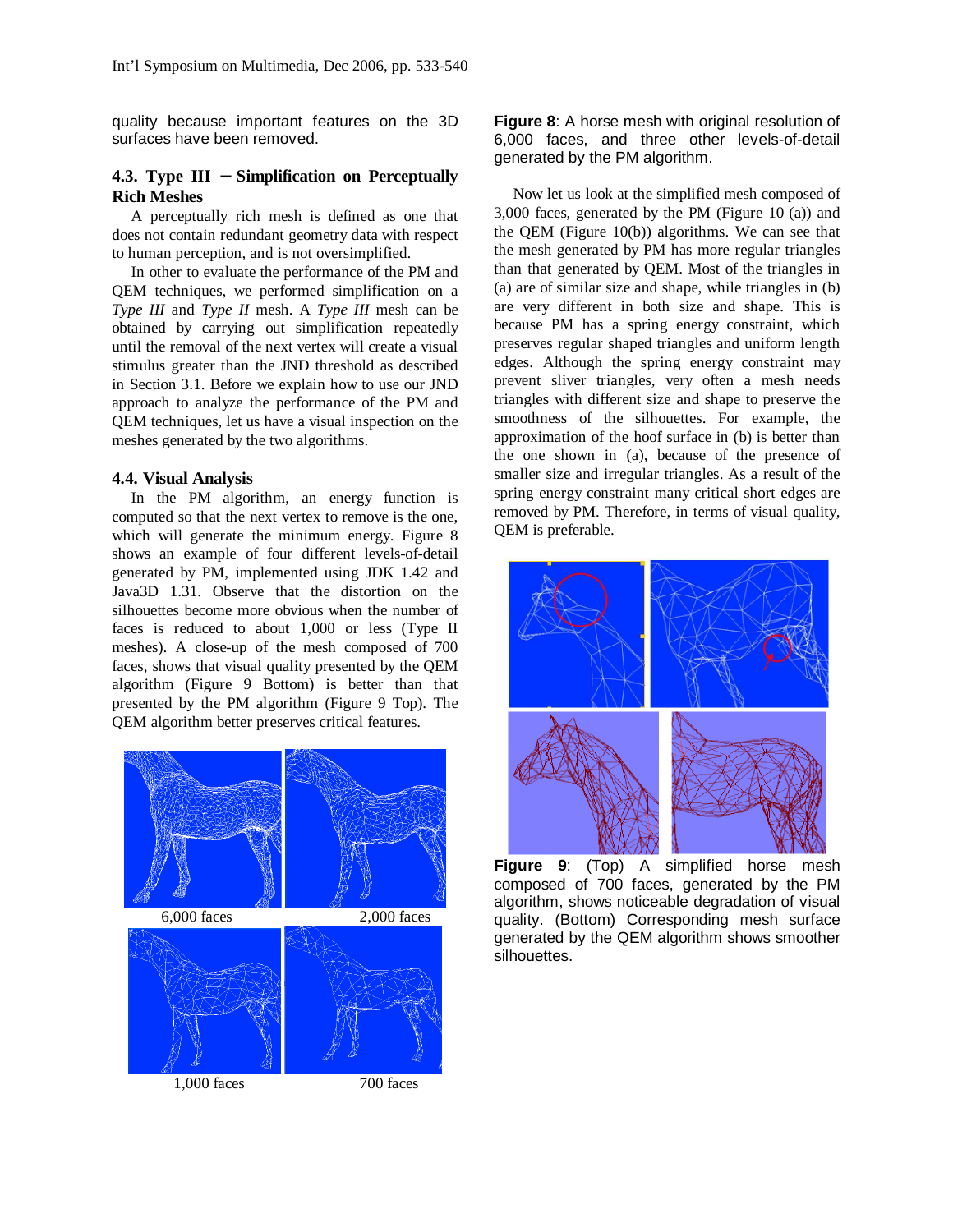quality because important features on the 3D surfaces have been removed.

### 4.3. Type III – Simplification on Perceptually Rich Meshes

A perceptually rich mesh is defined as one that does not contain redundant geometry data with respect to human perception, and is not oversimplified.

In other to evaluate the performance of the PM and QEM techniques, we performed simplification on a *Type III* and *Type II* mesh. A *Type III* mesh can be obtained by carrying out simplification repeatedly until the removal of the next vertex will create a visual stimulus greater than the JND threshold as described in Section 3.1. Before we explain how to use our JND approach to analyze the performance of the PM and QEM techniques, let us have a visual inspection on the meshes generated by the two algorithms.

### 4.4. Visual Analysis

In the PM algorithm, an energy function is computed so that the next vertex to remove is the one, which will generate the minimum energy. Figure 8 shows an example of four different levels-of-detail generated by PM, implemented using JDK 1.42 and Java3D 1.31. Observe that the distortion on the silhouettes become more obvious when the number of faces is reduced to about 1,000 or less (Type II meshes). A close-up of the mesh composed of 700 faces, shows that visual quality presented by the QEM algorithm (Figure 9 Bottom) is better than that presented by the PM algorithm (Figure 9 Top). The QEM algorithm better preserves critical features.

6,000 faces　　2,000 faces

1,000 faces　　700 faces

**Figure 8**: A horse mesh with original resolution of 6,000 faces, and three other levels-of-detail generated by the PM algorithm.

Now let us look at the simplified mesh composed of 3,000 faces, generated by the PM (Figure 10 (a)) and the QEM (Figure 10(b)) algorithms. We can see that the mesh generated by PM has more regular triangles than that generated by QEM. Most of the triangles in (a) are of similar size and shape, while triangles in (b) are very different in both size and shape. This is because PM has a spring energy constraint, which preserves regular shaped triangles and uniform length edges. Although the spring energy constraint may prevent sliver triangles, very often a mesh needs triangles with different size and shape to preserve the smoothness of the silhouettes. For example, the approximation of the hoof surface in (b) is better than the one shown in (a), because of the presence of smaller size and irregular triangles. As a result of the spring energy constraint many critical short edges are removed by PM. Therefore, in terms of visual quality, QEM is preferable.

**Figure 9**: (Top) A simplified horse mesh composed of 700 faces, generated by the PM algorithm, shows noticeable degradation of visual quality. (Bottom) Corresponding mesh surface generated by the QEM algorithm shows smoother silhouettes.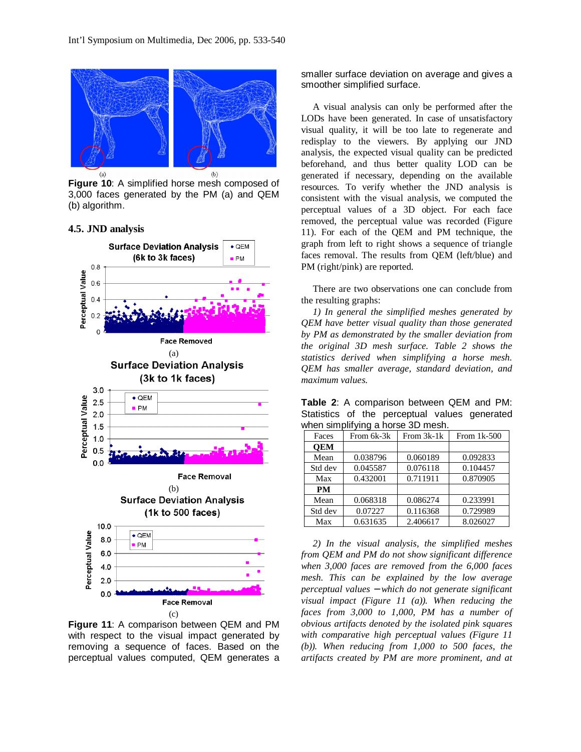Figure 10: A simplified horse mesh composed of 3,000 faces generated by the PM (a) and QEM (b) algorithm.

### 4.5. JND analysis

Figure 11: A comparison between QEM and PM with respect to the visual impact generated by removing a sequence of faces. Based on the perceptual values computed, QEM generates a smaller surface deviation on average and gives a smoother simplified surface.

A visual analysis can only be performed after the LODs have been generated. In case of unsatisfactory visual quality, it will be too late to regenerate and redisplay to the viewers. By applying our JND analysis, the expected visual quality can be predicted beforehand, and thus better quality LOD can be generated if necessary, depending on the available resources. To verify whether the JND analysis is consistent with the visual analysis, we computed the perceptual values of a 3D object. For each face removed, the perceptual value was recorded (Figure 11). For each of the QEM and PM technique, the graph from left to right shows a sequence of triangle faces removal. The results from QEM (left/blue) and PM (right/pink) are reported.

There are two observations one can conclude from the resulting graphs:

*1) In general the simplified meshes generated by QEM have better visual quality than those generated by PM as demonstrated by the smaller deviation from the original 3D mesh surface. Table 2 shows the statistics derived when simplifying a horse mesh. QEM has smaller average, standard deviation, and maximum values.*

**Table 2**: A comparison between QEM and PM: Statistics of the perceptual values generated when simplifying a horse 3D mesh.

| Faces | From 6k-3k | From 3k-1k | From 1k-500 |
|---|---|---|---|
| **QEM** | | | |
| Mean | 0.038796 | 0.060189 | 0.092833 |
| Std dev | 0.045587 | 0.076118 | 0.104457 |
| Max | 0.432001 | 0.711911 | 0.870905 |
| **PM** | | | |
| Mean | 0.068318 | 0.086274 | 0.233991 |
| Std dev | 0.07227 | 0.116368 | 0.729989 |
| Max | 0.631635 | 2.406617 | 8.026027 |

*2) In the visual analysis, the simplified meshes from QEM and PM do not show significant difference when 3,000 faces are removed from the 6,000 faces mesh. This can be explained by the low average perceptual values – which do not generate significant visual impact (Figure 11 (a)). When reducing the faces from 3,000 to 1,000, PM has a number of obvious artifacts denoted by the isolated pink squares with comparative high perceptual values (Figure 11 (b)). When reducing from 1,000 to 500 faces, the artifacts created by PM are more prominent, and at*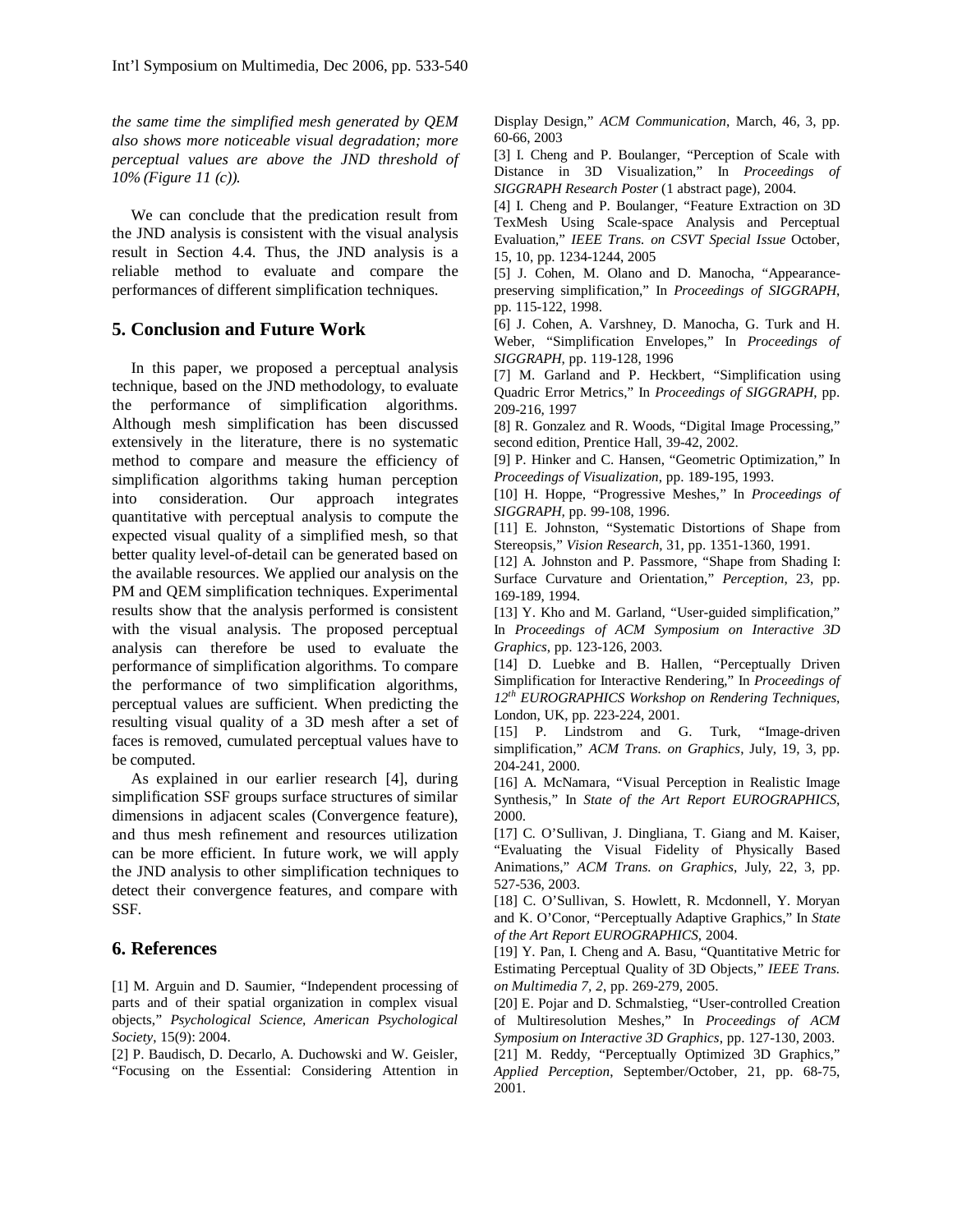*the same time the simplified mesh generated by QEM also shows more noticeable visual degradation; more perceptual values are above the JND threshold of 10% (Figure 11 (c)).*

We can conclude that the predication result from the JND analysis is consistent with the visual analysis result in Section 4.4. Thus, the JND analysis is a reliable method to evaluate and compare the performances of different simplification techniques.

## 5. Conclusion and Future Work

In this paper, we proposed a perceptual analysis technique, based on the JND methodology, to evaluate the performance of simplification algorithms. Although mesh simplification has been discussed extensively in the literature, there is no systematic method to compare and measure the efficiency of simplification algorithms taking human perception into consideration. Our approach integrates quantitative with perceptual analysis to compute the expected visual quality of a simplified mesh, so that better quality level-of-detail can be generated based on the available resources. We applied our analysis on the PM and QEM simplification techniques. Experimental results show that the analysis performed is consistent with the visual analysis. The proposed perceptual analysis can therefore be used to evaluate the performance of simplification algorithms. To compare the performance of two simplification algorithms, perceptual values are sufficient. When predicting the resulting visual quality of a 3D mesh after a set of faces is removed, cumulated perceptual values have to be computed.

As explained in our earlier research [4], during simplification SSF groups surface structures of similar dimensions in adjacent scales (Convergence feature), and thus mesh refinement and resources utilization can be more efficient. In future work, we will apply the JND analysis to other simplification techniques to detect their convergence features, and compare with SSF.

## 6. References

[1] M. Arguin and D. Saumier, "Independent processing of parts and of their spatial organization in complex visual objects," *Psychological Science, American Psychological Society*, 15(9): 2004.

[2] P. Baudisch, D. Decarlo, A. Duchowski and W. Geisler, "Focusing on the Essential: Considering Attention in Display Design," *ACM Communication*, March, 46, 3, pp. 60-66, 2003

[3] I. Cheng and P. Boulanger, "Perception of Scale with Distance in 3D Visualization," In *Proceedings of SIGGRAPH Research Poster* (1 abstract page), 2004.

[4] I. Cheng and P. Boulanger, "Feature Extraction on 3D TexMesh Using Scale-space Analysis and Perceptual Evaluation," *IEEE Trans. on CSVT Special Issue* October, 15, 10, pp. 1234-1244, 2005

[5] J. Cohen, M. Olano and D. Manocha, "Appearance-preserving simplification," In *Proceedings of SIGGRAPH*, pp. 115-122, 1998.

[6] J. Cohen, A. Varshney, D. Manocha, G. Turk and H. Weber, "Simplification Envelopes," In *Proceedings of SIGGRAPH*, pp. 119-128, 1996

[7] M. Garland and P. Heckbert, "Simplification using Quadric Error Metrics," In *Proceedings of SIGGRAPH*, pp. 209-216, 1997

[8] R. Gonzalez and R. Woods, "Digital Image Processing," second edition, Prentice Hall, 39-42, 2002.

[9] P. Hinker and C. Hansen, "Geometric Optimization," In *Proceedings of Visualization*, pp. 189-195, 1993.

[10] H. Hoppe, "Progressive Meshes," In *Proceedings of SIGGRAPH*, pp. 99-108, 1996.

[11] E. Johnston, "Systematic Distortions of Shape from Stereopsis," *Vision Research*, 31, pp. 1351-1360, 1991.

[12] A. Johnston and P. Passmore, "Shape from Shading I: Surface Curvature and Orientation," *Perception*, 23, pp. 169-189, 1994.

[13] Y. Kho and M. Garland, "User-guided simplification," In *Proceedings of ACM Symposium on Interactive 3D Graphics*, pp. 123-126, 2003.

[14] D. Luebke and B. Hallen, "Perceptually Driven Simplification for Interactive Rendering," In *Proceedings of 12th EUROGRAPHICS Workshop on Rendering Techniques*, London, UK, pp. 223-224, 2001.

[15] P. Lindstrom and G. Turk, "Image-driven simplification," *ACM Trans. on Graphics*, July, 19, 3, pp. 204-241, 2000.

[16] A. McNamara, "Visual Perception in Realistic Image Synthesis," In *State of the Art Report EUROGRAPHICS*, 2000.

[17] C. O'Sullivan, J. Dingliana, T. Giang and M. Kaiser, "Evaluating the Visual Fidelity of Physically Based Animations," *ACM Trans. on Graphics*, July, 22, 3, pp. 527-536, 2003.

[18] C. O'Sullivan, S. Howlett, R. Mcdonnell, Y. Moryan and K. O'Conor, "Perceptually Adaptive Graphics," In *State of the Art Report EUROGRAPHICS*, 2004.

[19] Y. Pan, I. Cheng and A. Basu, "Quantitative Metric for Estimating Perceptual Quality of 3D Objects," *IEEE Trans. on Multimedia 7, 2*, pp. 269-279, 2005.

[20] E. Pojar and D. Schmalstieg, "User-controlled Creation of Multiresolution Meshes," In *Proceedings of ACM Symposium on Interactive 3D Graphics*, pp. 127-130, 2003.

[21] M. Reddy, "Perceptually Optimized 3D Graphics," *Applied Perception*, September/October, 21, pp. 68-75, 2001.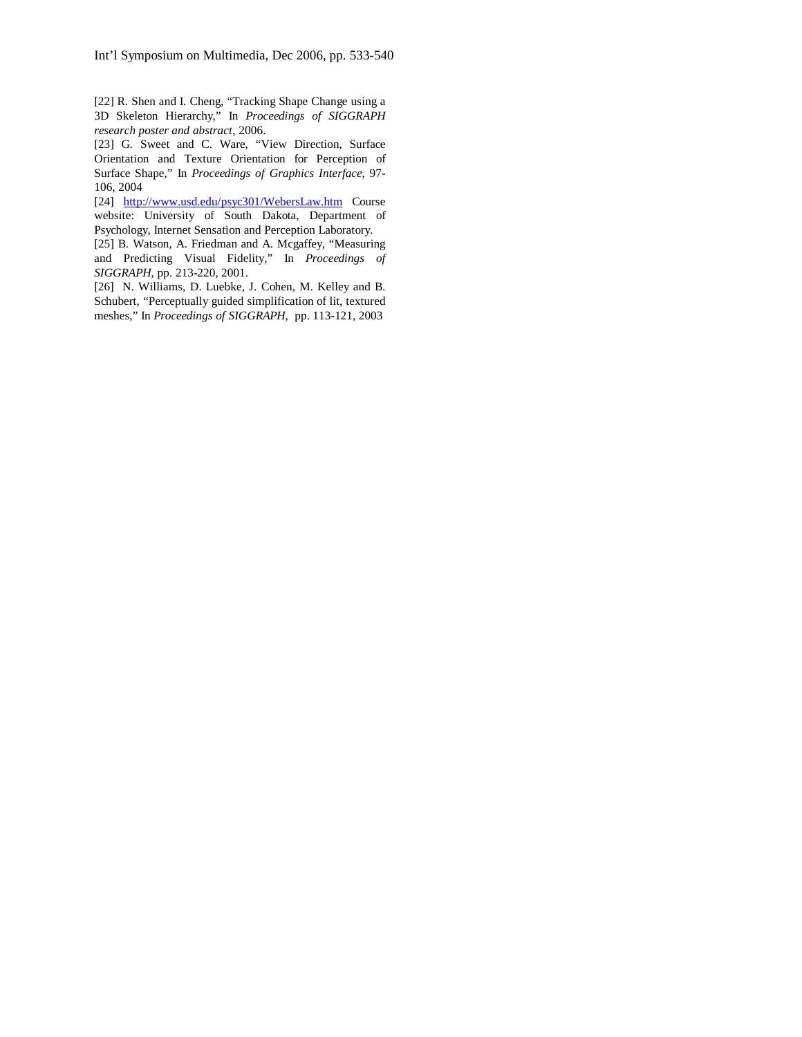[22] R. Shen and I. Cheng, "Tracking Shape Change using a 3D Skeleton Hierarchy," In *Proceedings of SIGGRAPH research poster and abstract*, 2006.

[23] G. Sweet and C. Ware, "View Direction, Surface Orientation and Texture Orientation for Perception of Surface Shape," In *Proceedings of Graphics Interface*, 97-106, 2004

[24] http://www.usd.edu/psyc301/WebersLaw.htm Course website: University of South Dakota, Department of Psychology, Internet Sensation and Perception Laboratory.

[25] B. Watson, A. Friedman and A. Mcgaffey, "Measuring and Predicting Visual Fidelity," In *Proceedings of SIGGRAPH*, pp. 213-220, 2001.

[26] N. Williams, D. Luebke, J. Cohen, M. Kelley and B. Schubert, "Perceptually guided simplification of lit, textured meshes," In *Proceedings of SIGGRAPH*, pp. 113-121, 2003